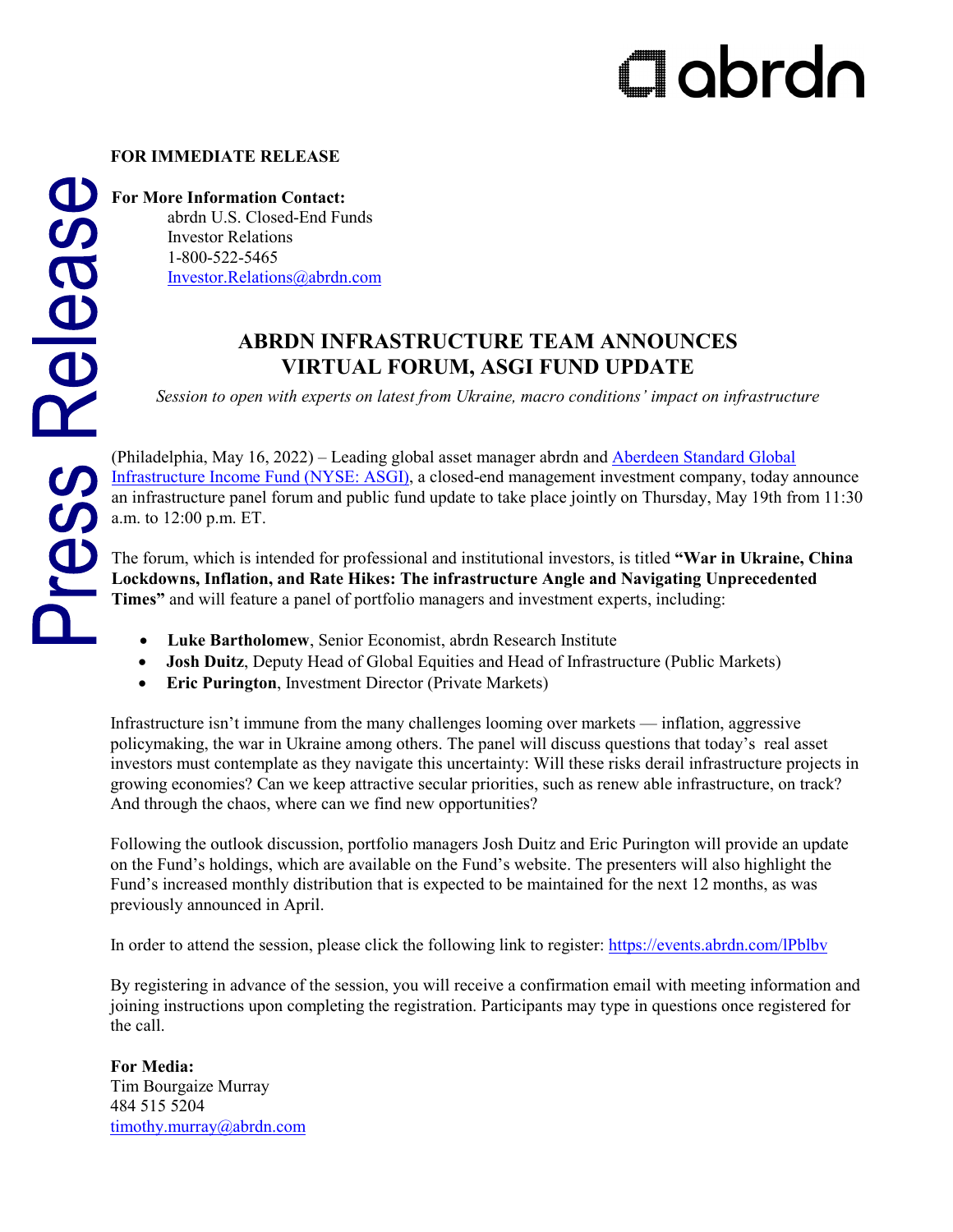**FOR IMMEDIATE RELEASE**

**For More Information Contact:**
abrdn U.S. Closed-End Funds
Investor Relations
1-800-522-5465
Investor.Relations@abrdn.com

# ABRDN INFRASTRUCTURE TEAM ANNOUNCES VIRTUAL FORUM, ASGI FUND UPDATE

*Session to open with experts on latest from Ukraine, macro conditions' impact on infrastructure*

(Philadelphia, May 16, 2022) – Leading global asset manager abrdn and Aberdeen Standard Global Infrastructure Income Fund (NYSE: ASGI), a closed-end management investment company, today announce an infrastructure panel forum and public fund update to take place jointly on Thursday, May 19th from 11:30 a.m. to 12:00 p.m. ET.

The forum, which is intended for professional and institutional investors, is titled **"War in Ukraine, China Lockdowns, Inflation, and Rate Hikes: The infrastructure Angle and Navigating Unprecedented Times"** and will feature a panel of portfolio managers and investment experts, including:

- **Luke Bartholomew**, Senior Economist, abrdn Research Institute
- **Josh Duitz**, Deputy Head of Global Equities and Head of Infrastructure (Public Markets)
- **Eric Purington**, Investment Director (Private Markets)

Infrastructure isn't immune from the many challenges looming over markets — inflation, aggressive policymaking, the war in Ukraine among others. The panel will discuss questions that today's real asset investors must contemplate as they navigate this uncertainty: Will these risks derail infrastructure projects in growing economies? Can we keep attractive secular priorities, such as renew able infrastructure, on track? And through the chaos, where can we find new opportunities?

Following the outlook discussion, portfolio managers Josh Duitz and Eric Purington will provide an update on the Fund's holdings, which are available on the Fund's website. The presenters will also highlight the Fund's increased monthly distribution that is expected to be maintained for the next 12 months, as was previously announced in April.

In order to attend the session, please click the following link to register: https://events.abrdn.com/lPblbv

By registering in advance of the session, you will receive a confirmation email with meeting information and joining instructions upon completing the registration. Participants may type in questions once registered for the call.

**For Media:**
Tim Bourgaize Murray
484 515 5204
timothy.murray@abrdn.com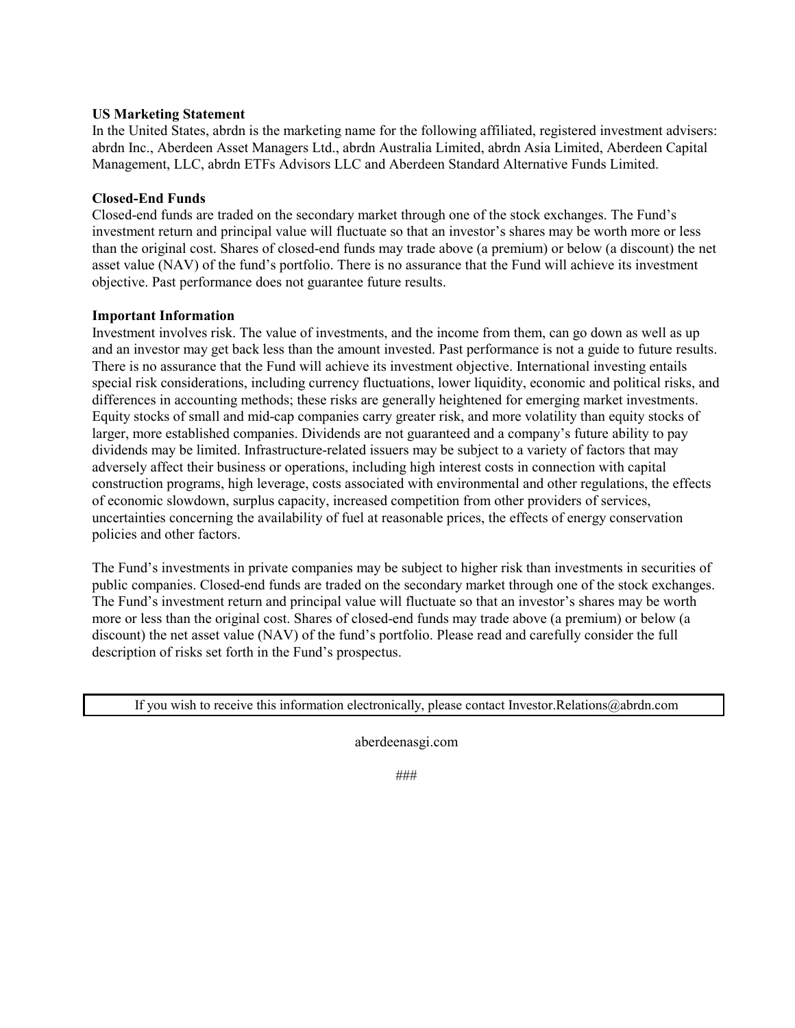**US Marketing Statement**

In the United States, abrdn is the marketing name for the following affiliated, registered investment advisers: abrdn Inc., Aberdeen Asset Managers Ltd., abrdn Australia Limited, abrdn Asia Limited, Aberdeen Capital Management, LLC, abrdn ETFs Advisors LLC and Aberdeen Standard Alternative Funds Limited.

**Closed-End Funds**

Closed-end funds are traded on the secondary market through one of the stock exchanges. The Fund's investment return and principal value will fluctuate so that an investor's shares may be worth more or less than the original cost. Shares of closed-end funds may trade above (a premium) or below (a discount) the net asset value (NAV) of the fund's portfolio. There is no assurance that the Fund will achieve its investment objective. Past performance does not guarantee future results.

**Important Information**

Investment involves risk. The value of investments, and the income from them, can go down as well as up and an investor may get back less than the amount invested. Past performance is not a guide to future results. There is no assurance that the Fund will achieve its investment objective. International investing entails special risk considerations, including currency fluctuations, lower liquidity, economic and political risks, and differences in accounting methods; these risks are generally heightened for emerging market investments. Equity stocks of small and mid-cap companies carry greater risk, and more volatility than equity stocks of larger, more established companies. Dividends are not guaranteed and a company's future ability to pay dividends may be limited. Infrastructure-related issuers may be subject to a variety of factors that may adversely affect their business or operations, including high interest costs in connection with capital construction programs, high leverage, costs associated with environmental and other regulations, the effects of economic slowdown, surplus capacity, increased competition from other providers of services, uncertainties concerning the availability of fuel at reasonable prices, the effects of energy conservation policies and other factors.

The Fund's investments in private companies may be subject to higher risk than investments in securities of public companies. Closed-end funds are traded on the secondary market through one of the stock exchanges. The Fund's investment return and principal value will fluctuate so that an investor's shares may be worth more or less than the original cost. Shares of closed-end funds may trade above (a premium) or below (a discount) the net asset value (NAV) of the fund's portfolio. Please read and carefully consider the full description of risks set forth in the Fund's prospectus.

If you wish to receive this information electronically, please contact Investor.Relations@abrdn.com

aberdeenasgi.com

###